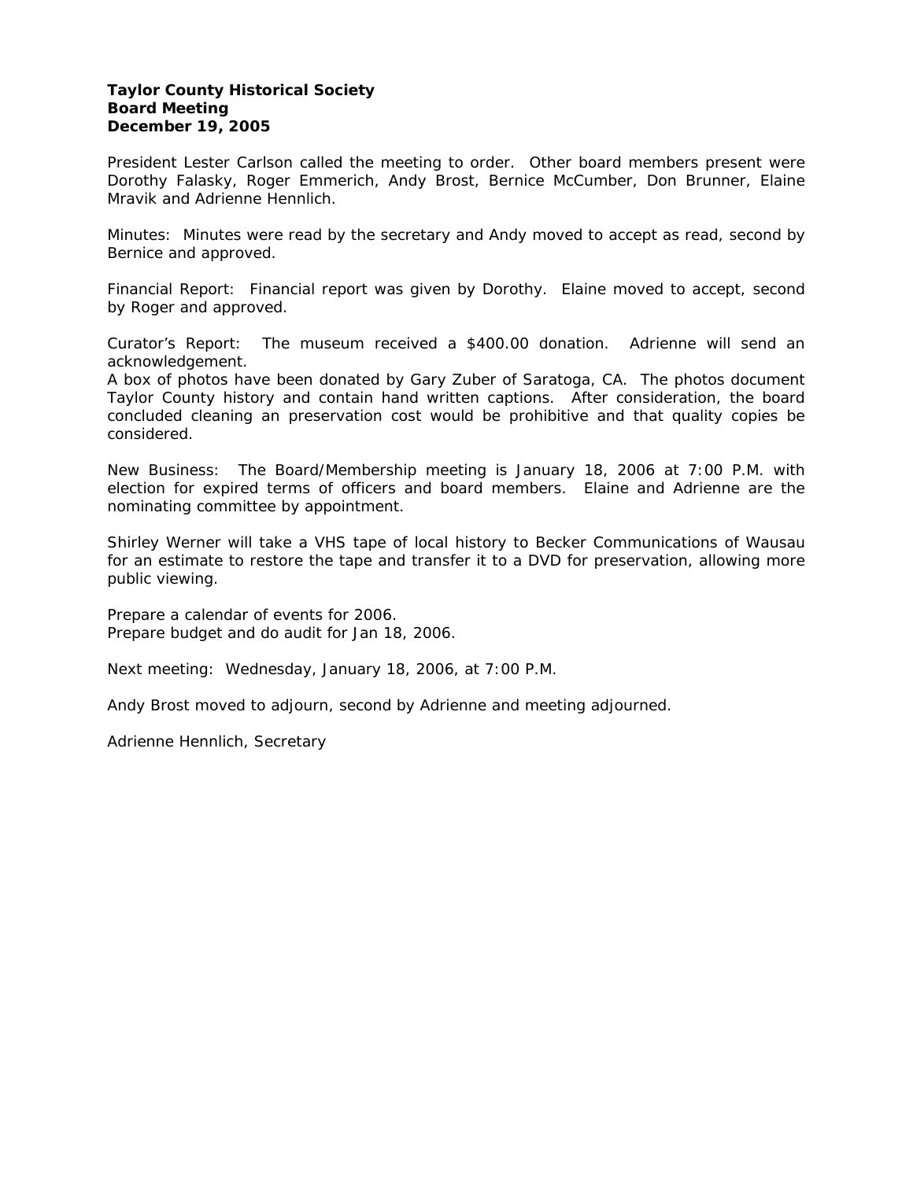**Taylor County Historical Society**
**Board Meeting**
**December 19, 2005**

President Lester Carlson called the meeting to order. Other board members present were Dorothy Falasky, Roger Emmerich, Andy Brost, Bernice McCumber, Don Brunner, Elaine Mravik and Adrienne Hennlich.

Minutes: Minutes were read by the secretary and Andy moved to accept as read, second by Bernice and approved.

Financial Report: Financial report was given by Dorothy. Elaine moved to accept, second by Roger and approved.

Curator's Report: The museum received a $400.00 donation. Adrienne will send an acknowledgement.
A box of photos have been donated by Gary Zuber of Saratoga, CA. The photos document Taylor County history and contain hand written captions. After consideration, the board concluded cleaning an preservation cost would be prohibitive and that quality copies be considered.

New Business: The Board/Membership meeting is January 18, 2006 at 7:00 P.M. with election for expired terms of officers and board members. Elaine and Adrienne are the nominating committee by appointment.

Shirley Werner will take a VHS tape of local history to Becker Communications of Wausau for an estimate to restore the tape and transfer it to a DVD for preservation, allowing more public viewing.

Prepare a calendar of events for 2006.
Prepare budget and do audit for Jan 18, 2006.

Next meeting: Wednesday, January 18, 2006, at 7:00 P.M.

Andy Brost moved to adjourn, second by Adrienne and meeting adjourned.

Adrienne Hennlich, Secretary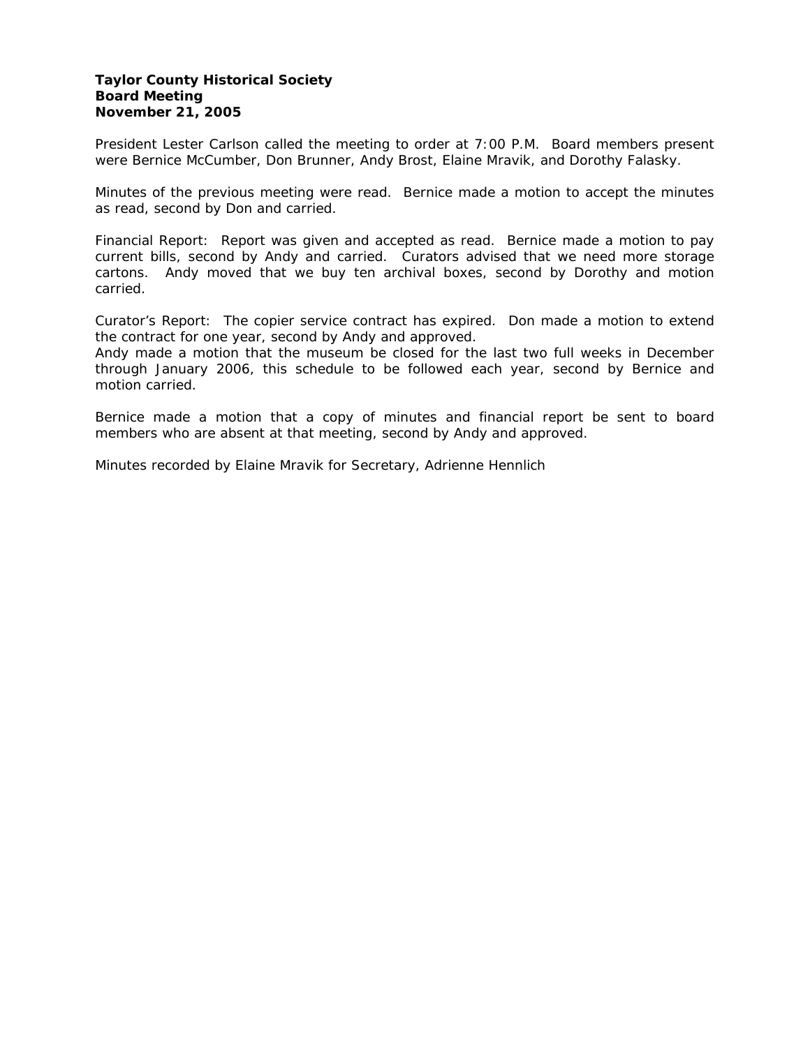**Taylor County Historical Society**
**Board Meeting**
**November 21, 2005**

President Lester Carlson called the meeting to order at 7:00 P.M. Board members present were Bernice McCumber, Don Brunner, Andy Brost, Elaine Mravik, and Dorothy Falasky.

Minutes of the previous meeting were read. Bernice made a motion to accept the minutes as read, second by Don and carried.

Financial Report: Report was given and accepted as read. Bernice made a motion to pay current bills, second by Andy and carried. Curators advised that we need more storage cartons. Andy moved that we buy ten archival boxes, second by Dorothy and motion carried.

Curator's Report: The copier service contract has expired. Don made a motion to extend the contract for one year, second by Andy and approved.
Andy made a motion that the museum be closed for the last two full weeks in December through January 2006, this schedule to be followed each year, second by Bernice and motion carried.

Bernice made a motion that a copy of minutes and financial report be sent to board members who are absent at that meeting, second by Andy and approved.

Minutes recorded by Elaine Mravik for Secretary, Adrienne Hennlich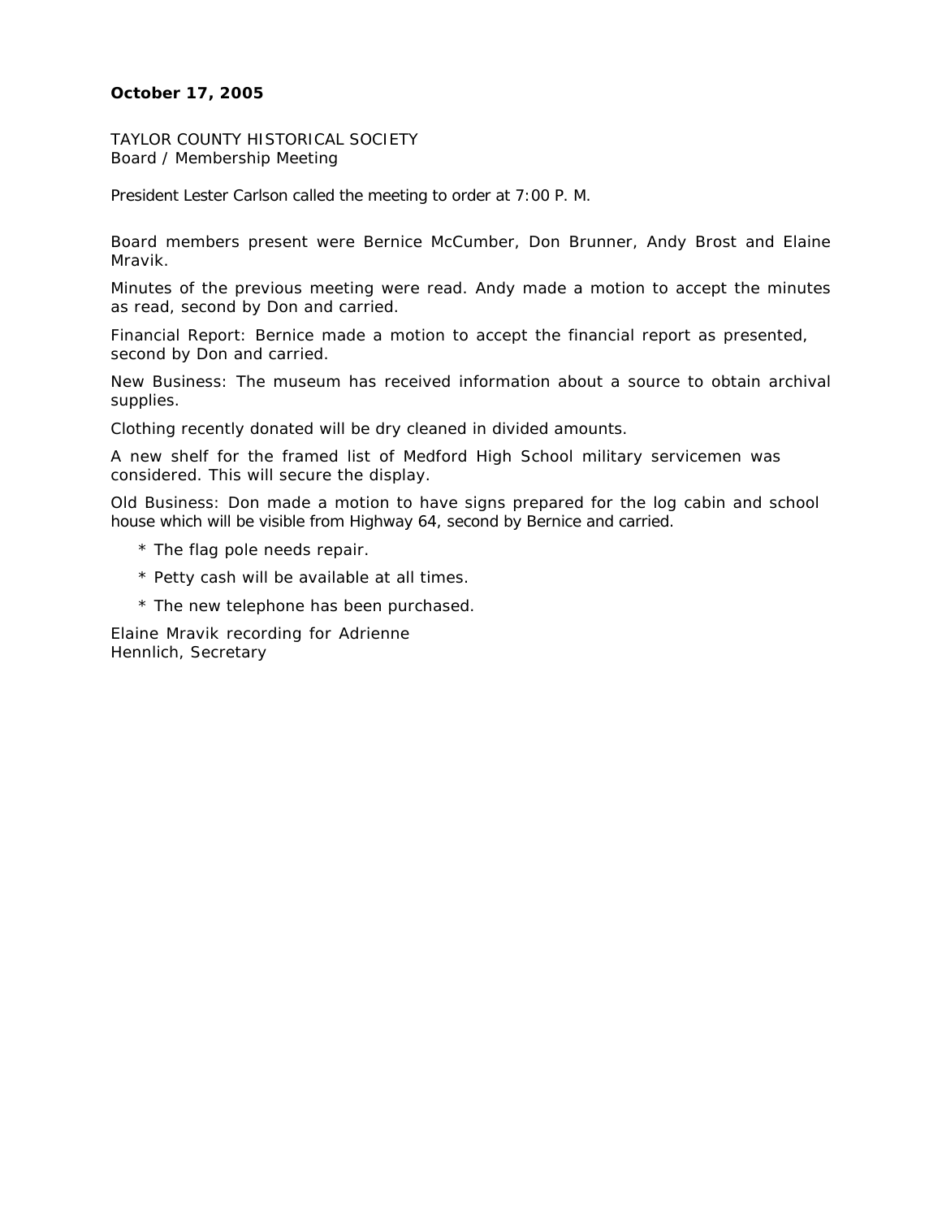**October 17, 2005**

TAYLOR COUNTY HISTORICAL SOCIETY
Board / Membership Meeting

President Lester Carlson called the meeting to order at 7:00 P. M.

Board members present were Bernice McCumber, Don Brunner, Andy Brost and Elaine Mravik.

Minutes of the previous meeting were read. Andy made a motion to accept the minutes as read, second by Don and carried.

Financial Report: Bernice made a motion to accept the financial report as presented, second by Don and carried.

New Business: The museum has received information about a source to obtain archival supplies.

Clothing recently donated will be dry cleaned in divided amounts.

A new shelf for the framed list of Medford High School military servicemen was considered. This will secure the display.

Old Business: Don made a motion to have signs prepared for the log cabin and school house which will be visible from Highway 64, second by Bernice and carried.

* The flag pole needs repair.
* Petty cash will be available at all times.
* The new telephone has been purchased.

Elaine Mravik recording for Adrienne Hennlich, Secretary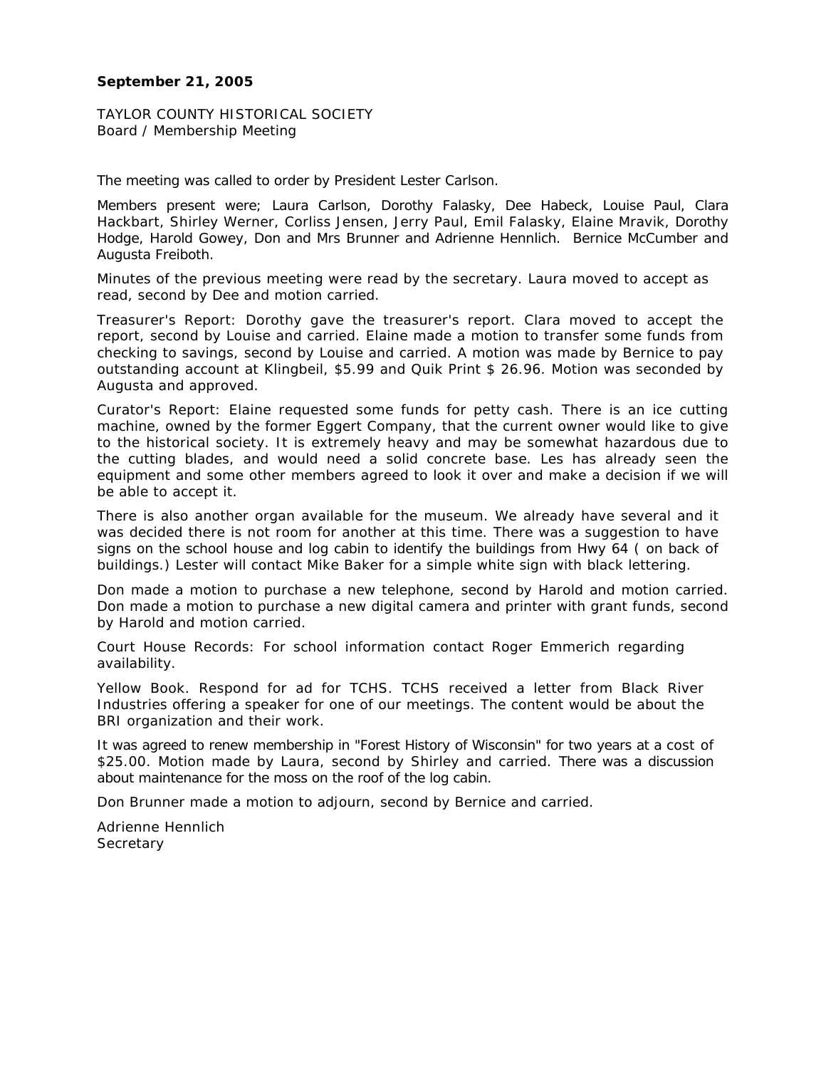**September 21, 2005**

TAYLOR COUNTY HISTORICAL SOCIETY
Board / Membership Meeting

The meeting was called to order by President Lester Carlson.

Members present were; Laura Carlson, Dorothy Falasky, Dee Habeck, Louise Paul, Clara Hackbart, Shirley Werner, Corliss Jensen, Jerry Paul, Emil Falasky, Elaine Mravik, Dorothy Hodge, Harold Gowey, Don and Mrs Brunner and Adrienne Hennlich. Bernice McCumber and Augusta Freiboth.

Minutes of the previous meeting were read by the secretary. Laura moved to accept as read, second by Dee and motion carried.

Treasurer's Report: Dorothy gave the treasurer's report. Clara moved to accept the report, second by Louise and carried. Elaine made a motion to transfer some funds from checking to savings, second by Louise and carried. A motion was made by Bernice to pay outstanding account at Klingbeil, $5.99 and Quik Print $ 26.96. Motion was seconded by Augusta and approved.

Curator's Report: Elaine requested some funds for petty cash. There is an ice cutting machine, owned by the former Eggert Company, that the current owner would like to give to the historical society. It is extremely heavy and may be somewhat hazardous due to the cutting blades, and would need a solid concrete base. Les has already seen the equipment and some other members agreed to look it over and make a decision if we will be able to accept it.

There is also another organ available for the museum. We already have several and it was decided there is not room for another at this time. There was a suggestion to have signs on the school house and log cabin to identify the buildings from Hwy 64 ( on back of buildings.) Lester will contact Mike Baker for a simple white sign with black lettering.

Don made a motion to purchase a new telephone, second by Harold and motion carried. Don made a motion to purchase a new digital camera and printer with grant funds, second by Harold and motion carried.

Court House Records: For school information contact Roger Emmerich regarding availability.

Yellow Book. Respond for ad for TCHS. TCHS received a letter from Black River Industries offering a speaker for one of our meetings. The content would be about the BRI organization and their work.

It was agreed to renew membership in "Forest History of Wisconsin" for two years at a cost of $25.00. Motion made by Laura, second by Shirley and carried. There was a discussion about maintenance for the moss on the roof of the log cabin.

Don Brunner made a motion to adjourn, second by Bernice and carried.

Adrienne Hennlich
Secretary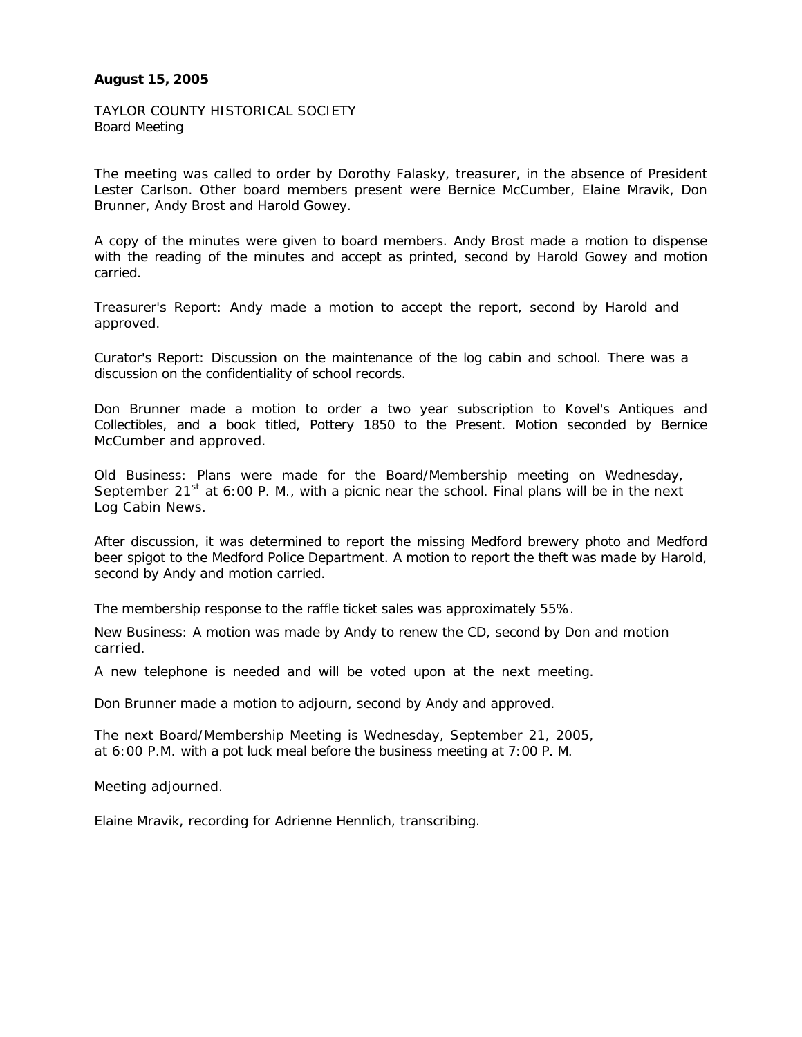**August 15, 2005**

TAYLOR COUNTY HISTORICAL SOCIETY
Board Meeting

The meeting was called to order by Dorothy Falasky, treasurer, in the absence of President Lester Carlson. Other board members present were Bernice McCumber, Elaine Mravik, Don Brunner, Andy Brost and Harold Gowey.

A copy of the minutes were given to board members. Andy Brost made a motion to dispense with the reading of the minutes and accept as printed, second by Harold Gowey and motion carried.

Treasurer's Report: Andy made a motion to accept the report, second by Harold and approved.

Curator's Report: Discussion on the maintenance of the log cabin and school. There was a discussion on the confidentiality of school records.

Don Brunner made a motion to order a two year subscription to Kovel's Antiques and Collectibles, and a book titled, Pottery 1850 to the Present. Motion seconded by Bernice McCumber and approved.

Old Business: Plans were made for the Board/Membership meeting on Wednesday, September 21st at 6:00 P. M., with a picnic near the school. Final plans will be in the next Log Cabin News.

After discussion, it was determined to report the missing Medford brewery photo and Medford beer spigot to the Medford Police Department. A motion to report the theft was made by Harold, second by Andy and motion carried.

The membership response to the raffle ticket sales was approximately 55%.

New Business: A motion was made by Andy to renew the CD, second by Don and motion carried.

A new telephone is needed and will be voted upon at the next meeting.

Don Brunner made a motion to adjourn, second by Andy and approved.

The next Board/Membership Meeting is Wednesday, September 21, 2005,
at 6:00 P.M. with a pot luck meal before the business meeting at 7:00 P. M.

Meeting adjourned.

Elaine Mravik, recording for Adrienne Hennlich, transcribing.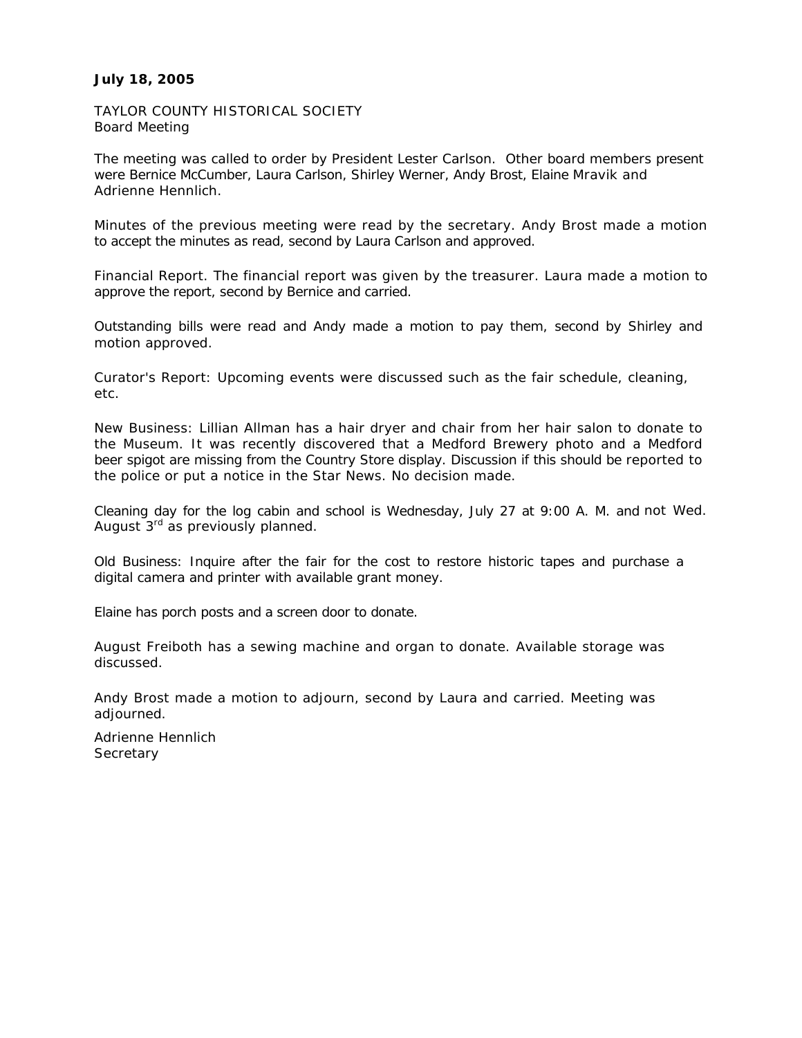**July 18, 2005**

TAYLOR COUNTY HISTORICAL SOCIETY
Board Meeting

The meeting was called to order by President Lester Carlson. Other board members present were Bernice McCumber, Laura Carlson, Shirley Werner, Andy Brost, Elaine Mravik and Adrienne Hennlich.

Minutes of the previous meeting were read by the secretary. Andy Brost made a motion to accept the minutes as read, second by Laura Carlson and approved.

Financial Report. The financial report was given by the treasurer. Laura made a motion to approve the report, second by Bernice and carried.

Outstanding bills were read and Andy made a motion to pay them, second by Shirley and motion approved.

Curator's Report: Upcoming events were discussed such as the fair schedule, cleaning, etc.

New Business: Lillian Allman has a hair dryer and chair from her hair salon to donate to the Museum. It was recently discovered that a Medford Brewery photo and a Medford beer spigot are missing from the Country Store display. Discussion if this should be reported to the police or put a notice in the Star News. No decision made.

Cleaning day for the log cabin and school is Wednesday, July 27 at 9:00 A. M. and not Wed. August 3rd as previously planned.

Old Business: Inquire after the fair for the cost to restore historic tapes and purchase a digital camera and printer with available grant money.

Elaine has porch posts and a screen door to donate.

August Freiboth has a sewing machine and organ to donate. Available storage was discussed.

Andy Brost made a motion to adjourn, second by Laura and carried. Meeting was adjourned.

Adrienne Hennlich
Secretary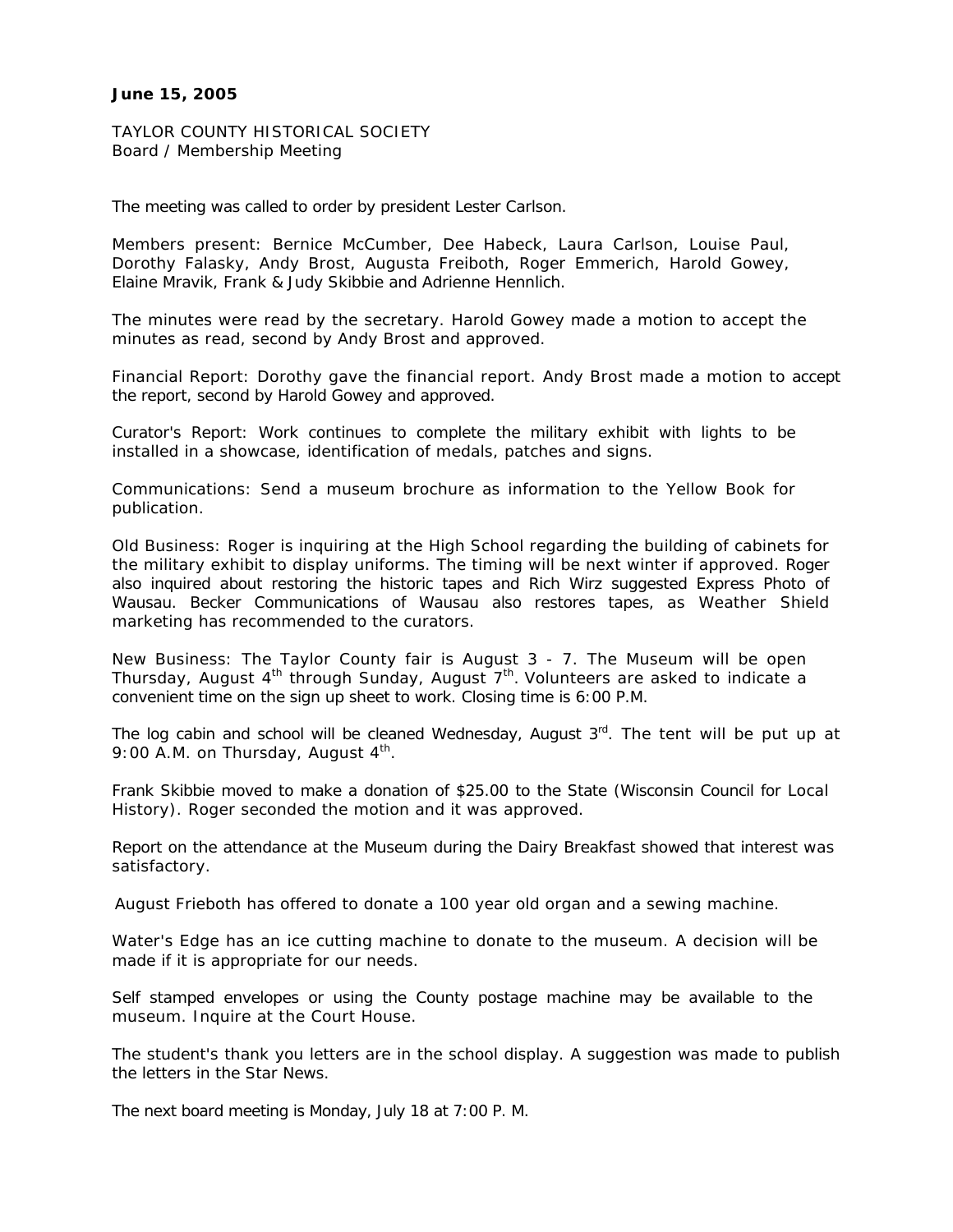**June 15, 2005**

TAYLOR COUNTY HISTORICAL SOCIETY
Board / Membership Meeting

The meeting was called to order by president Lester Carlson.

Members present: Bernice McCumber, Dee Habeck, Laura Carlson, Louise Paul, Dorothy Falasky, Andy Brost, Augusta Freiboth, Roger Emmerich, Harold Gowey, Elaine Mravik, Frank & Judy Skibbie and Adrienne Hennlich.

The minutes were read by the secretary. Harold Gowey made a motion to accept the minutes as read, second by Andy Brost and approved.

Financial Report: Dorothy gave the financial report. Andy Brost made a motion to accept the report, second by Harold Gowey and approved.

Curator's Report: Work continues to complete the military exhibit with lights to be installed in a showcase, identification of medals, patches and signs.

Communications: Send a museum brochure as information to the Yellow Book for publication.

Old Business: Roger is inquiring at the High School regarding the building of cabinets for the military exhibit to display uniforms. The timing will be next winter if approved. Roger also inquired about restoring the historic tapes and Rich Wirz suggested Express Photo of Wausau. Becker Communications of Wausau also restores tapes, as Weather Shield marketing has recommended to the curators.

New Business: The Taylor County fair is August 3 - 7. The Museum will be open Thursday, August 4th through Sunday, August 7th. Volunteers are asked to indicate a convenient time on the sign up sheet to work. Closing time is 6:00 P.M.

The log cabin and school will be cleaned Wednesday, August 3rd. The tent will be put up at 9:00 A.M. on Thursday, August 4th.

Frank Skibbie moved to make a donation of $25.00 to the State (Wisconsin Council for Local History). Roger seconded the motion and it was approved.

Report on the attendance at the Museum during the Dairy Breakfast showed that interest was satisfactory.

August Frieboth has offered to donate a 100 year old organ and a sewing machine.

Water's Edge has an ice cutting machine to donate to the museum. A decision will be made if it is appropriate for our needs.

Self stamped envelopes or using the County postage machine may be available to the museum. Inquire at the Court House.

The student's thank you letters are in the school display. A suggestion was made to publish the letters in the Star News.

The next board meeting is Monday, July 18 at 7:00 P. M.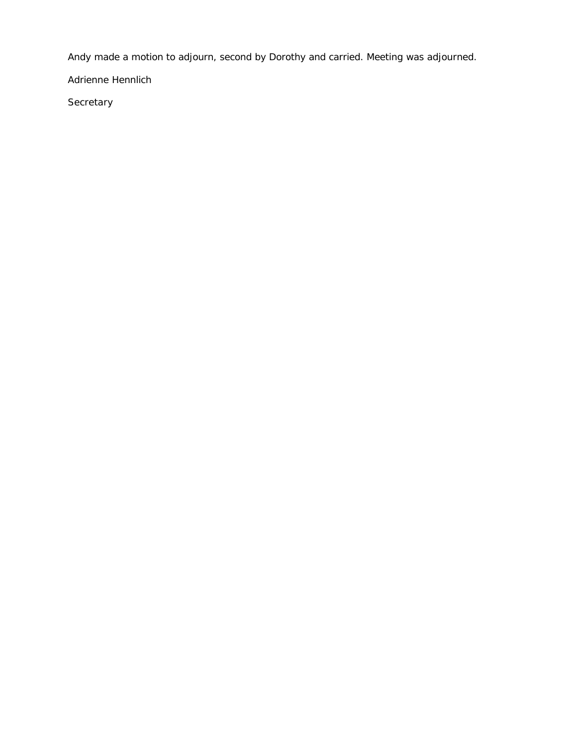Andy made a motion to adjourn, second by Dorothy and carried. Meeting was adjourned.

Adrienne Hennlich

Secretary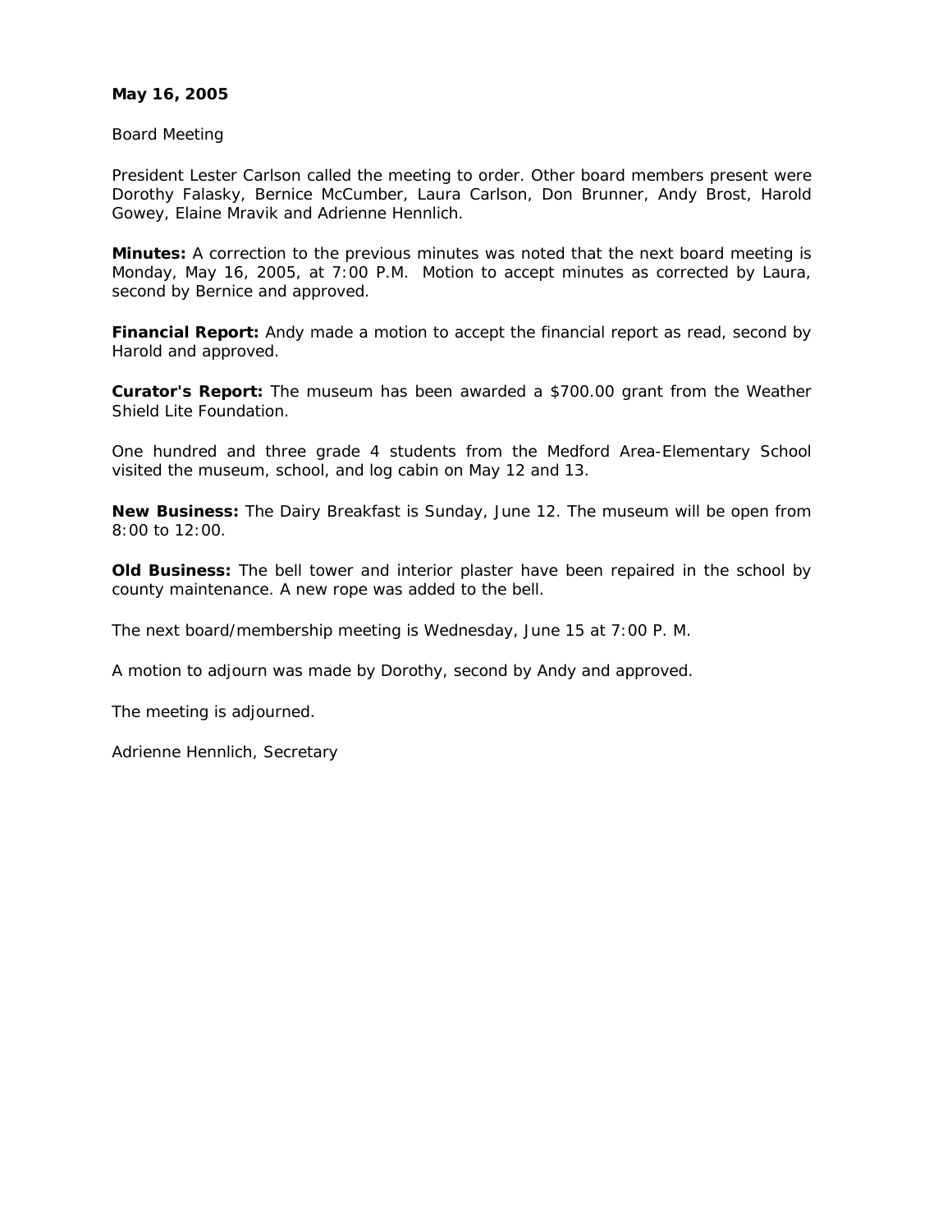**May 16, 2005**

Board Meeting

President Lester Carlson called the meeting to order. Other board members present were Dorothy Falasky, Bernice McCumber, Laura Carlson, Don Brunner, Andy Brost, Harold Gowey, Elaine Mravik and Adrienne Hennlich.

**Minutes:** A correction to the previous minutes was noted that the next board meeting is Monday, May 16, 2005, at 7:00 P.M. Motion to accept minutes as corrected by Laura, second by Bernice and approved.

**Financial Report:** Andy made a motion to accept the financial report as read, second by Harold and approved.

**Curator's Report:** The museum has been awarded a $700.00 grant from the Weather Shield Lite Foundation.

One hundred and three grade 4 students from the Medford Area-Elementary School visited the museum, school, and log cabin on May 12 and 13.

**New Business:** The Dairy Breakfast is Sunday, June 12. The museum will be open from 8:00 to 12:00.

**Old Business:** The bell tower and interior plaster have been repaired in the school by county maintenance. A new rope was added to the bell.

The next board/membership meeting is Wednesday, June 15 at 7:00 P. M.

A motion to adjourn was made by Dorothy, second by Andy and approved.

The meeting is adjourned.

Adrienne Hennlich, Secretary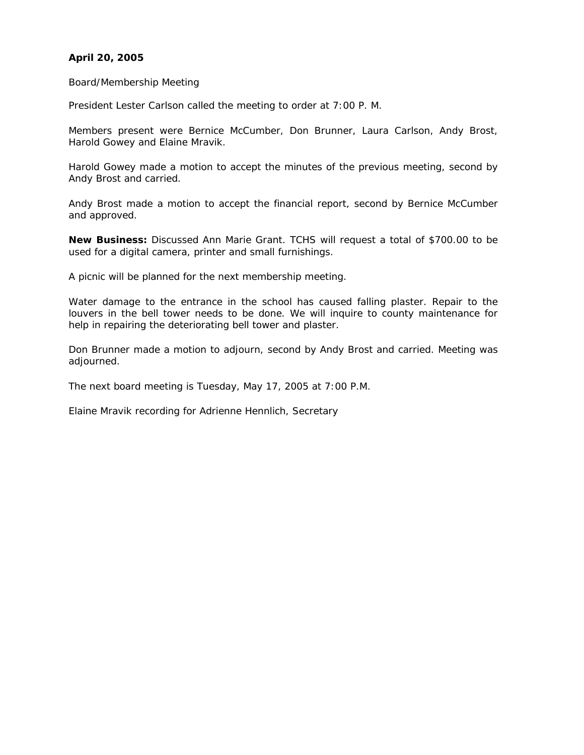**April 20, 2005**

Board/Membership Meeting

President Lester Carlson called the meeting to order at 7:00 P. M.

Members present were Bernice McCumber, Don Brunner, Laura Carlson, Andy Brost, Harold Gowey and Elaine Mravik.

Harold Gowey made a motion to accept the minutes of the previous meeting, second by Andy Brost and carried.

Andy Brost made a motion to accept the financial report, second by Bernice McCumber and approved.

**New Business:** Discussed Ann Marie Grant. TCHS will request a total of $700.00 to be used for a digital camera, printer and small furnishings.

A picnic will be planned for the next membership meeting.

Water damage to the entrance in the school has caused falling plaster. Repair to the louvers in the bell tower needs to be done. We will inquire to county maintenance for help in repairing the deteriorating bell tower and plaster.

Don Brunner made a motion to adjourn, second by Andy Brost and carried. Meeting was adjourned.

The next board meeting is Tuesday, May 17, 2005 at 7:00 P.M.

Elaine Mravik recording for Adrienne Hennlich, Secretary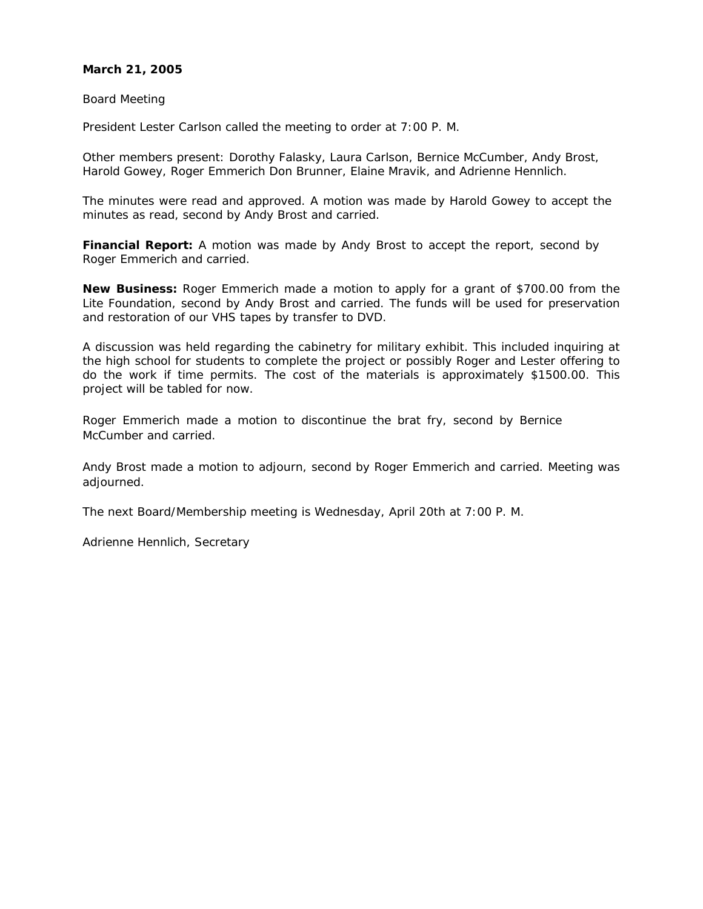**March 21, 2005**

Board Meeting

President Lester Carlson called the meeting to order at 7:00 P. M.

Other members present: Dorothy Falasky, Laura Carlson, Bernice McCumber, Andy Brost, Harold Gowey, Roger Emmerich Don Brunner, Elaine Mravik, and Adrienne Hennlich.

The minutes were read and approved. A motion was made by Harold Gowey to accept the minutes as read, second by Andy Brost and carried.

**Financial Report:** A motion was made by Andy Brost to accept the report, second by Roger Emmerich and carried.

**New Business:** Roger Emmerich made a motion to apply for a grant of $700.00 from the Lite Foundation, second by Andy Brost and carried. The funds will be used for preservation and restoration of our VHS tapes by transfer to DVD.

A discussion was held regarding the cabinetry for military exhibit. This included inquiring at the high school for students to complete the project or possibly Roger and Lester offering to do the work if time permits. The cost of the materials is approximately $1500.00. This project will be tabled for now.

Roger Emmerich made a motion to discontinue the brat fry, second by Bernice McCumber and carried.

Andy Brost made a motion to adjourn, second by Roger Emmerich and carried. Meeting was adjourned.

The next Board/Membership meeting is Wednesday, April 20th at 7:00 P. M.

Adrienne Hennlich, Secretary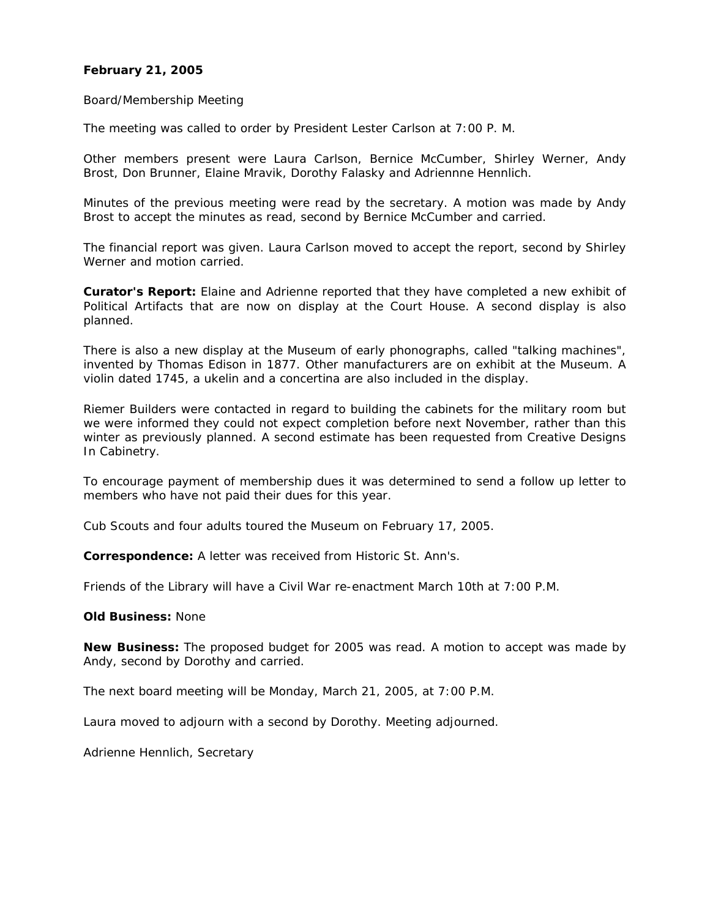**February 21, 2005**

Board/Membership Meeting

The meeting was called to order by President Lester Carlson at 7:00 P. M.

Other members present were Laura Carlson, Bernice McCumber, Shirley Werner, Andy Brost, Don Brunner, Elaine Mravik, Dorothy Falasky and Adriennne Hennlich.

Minutes of the previous meeting were read by the secretary. A motion was made by Andy Brost to accept the minutes as read, second by Bernice McCumber and carried.

The financial report was given. Laura Carlson moved to accept the report, second by Shirley Werner and motion carried.

**Curator's Report:** Elaine and Adrienne reported that they have completed a new exhibit of Political Artifacts that are now on display at the Court House. A second display is also planned.

There is also a new display at the Museum of early phonographs, called "talking machines", invented by Thomas Edison in 1877. Other manufacturers are on exhibit at the Museum. A violin dated 1745, a ukelin and a concertina are also included in the display.

Riemer Builders were contacted in regard to building the cabinets for the military room but we were informed they could not expect completion before next November, rather than this winter as previously planned. A second estimate has been requested from Creative Designs In Cabinetry.

To encourage payment of membership dues it was determined to send a follow up letter to members who have not paid their dues for this year.

Cub Scouts and four adults toured the Museum on February 17, 2005.

**Correspondence:** A letter was received from Historic St. Ann's.

Friends of the Library will have a Civil War re-enactment March 10th at 7:00 P.M.

**Old Business:** None

**New Business:** The proposed budget for 2005 was read. A motion to accept was made by Andy, second by Dorothy and carried.

The next board meeting will be Monday, March 21, 2005, at 7:00 P.M.

Laura moved to adjourn with a second by Dorothy. Meeting adjourned.

Adrienne Hennlich, Secretary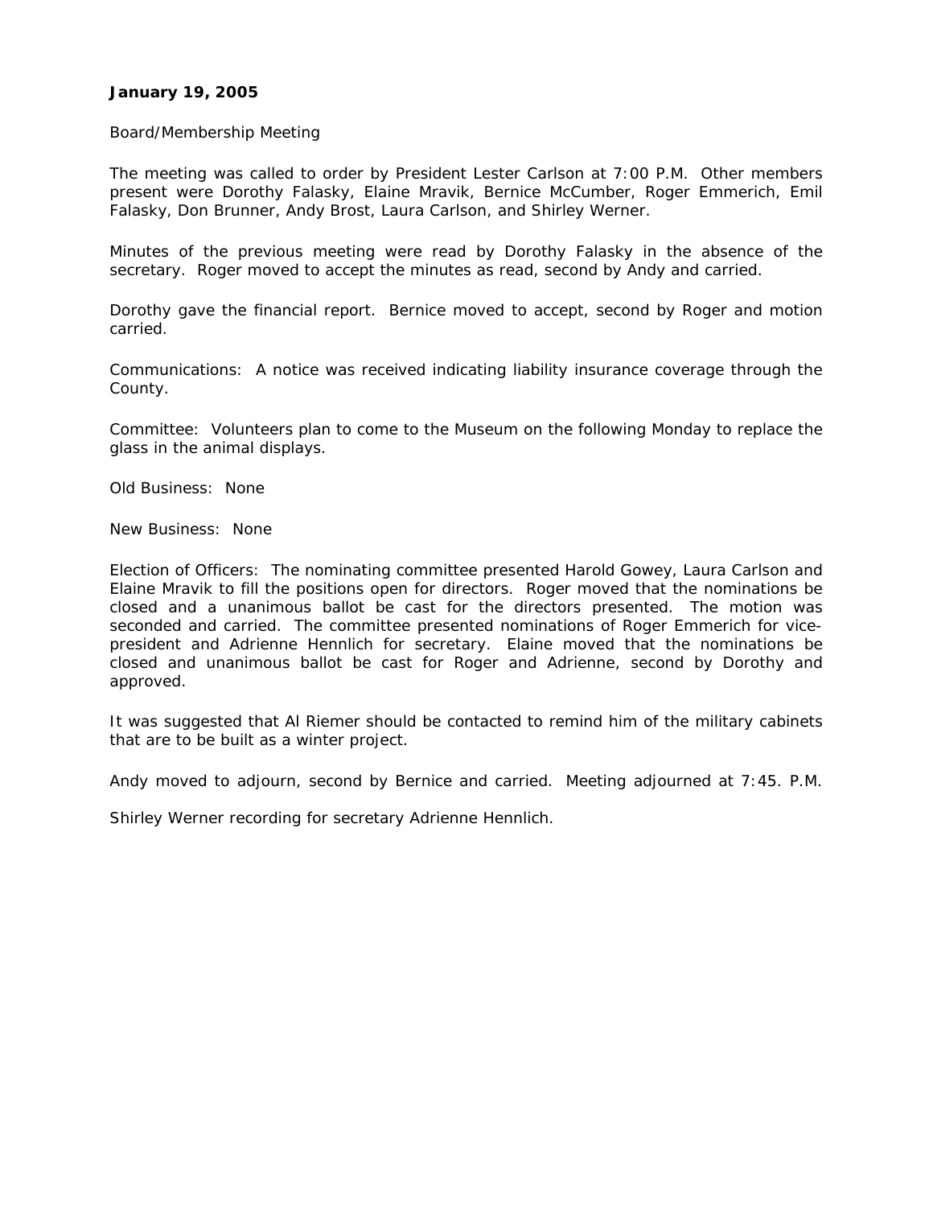**January 19, 2005**

Board/Membership Meeting

The meeting was called to order by President Lester Carlson at 7:00 P.M. Other members present were Dorothy Falasky, Elaine Mravik, Bernice McCumber, Roger Emmerich, Emil Falasky, Don Brunner, Andy Brost, Laura Carlson, and Shirley Werner.

Minutes of the previous meeting were read by Dorothy Falasky in the absence of the secretary. Roger moved to accept the minutes as read, second by Andy and carried.

Dorothy gave the financial report. Bernice moved to accept, second by Roger and motion carried.

Communications: A notice was received indicating liability insurance coverage through the County.

Committee: Volunteers plan to come to the Museum on the following Monday to replace the glass in the animal displays.

Old Business: None

New Business: None

Election of Officers: The nominating committee presented Harold Gowey, Laura Carlson and Elaine Mravik to fill the positions open for directors. Roger moved that the nominations be closed and a unanimous ballot be cast for the directors presented. The motion was seconded and carried. The committee presented nominations of Roger Emmerich for vice-president and Adrienne Hennlich for secretary. Elaine moved that the nominations be closed and unanimous ballot be cast for Roger and Adrienne, second by Dorothy and approved.

It was suggested that Al Riemer should be contacted to remind him of the military cabinets that are to be built as a winter project.

Andy moved to adjourn, second by Bernice and carried. Meeting adjourned at 7:45. P.M.

Shirley Werner recording for secretary Adrienne Hennlich.